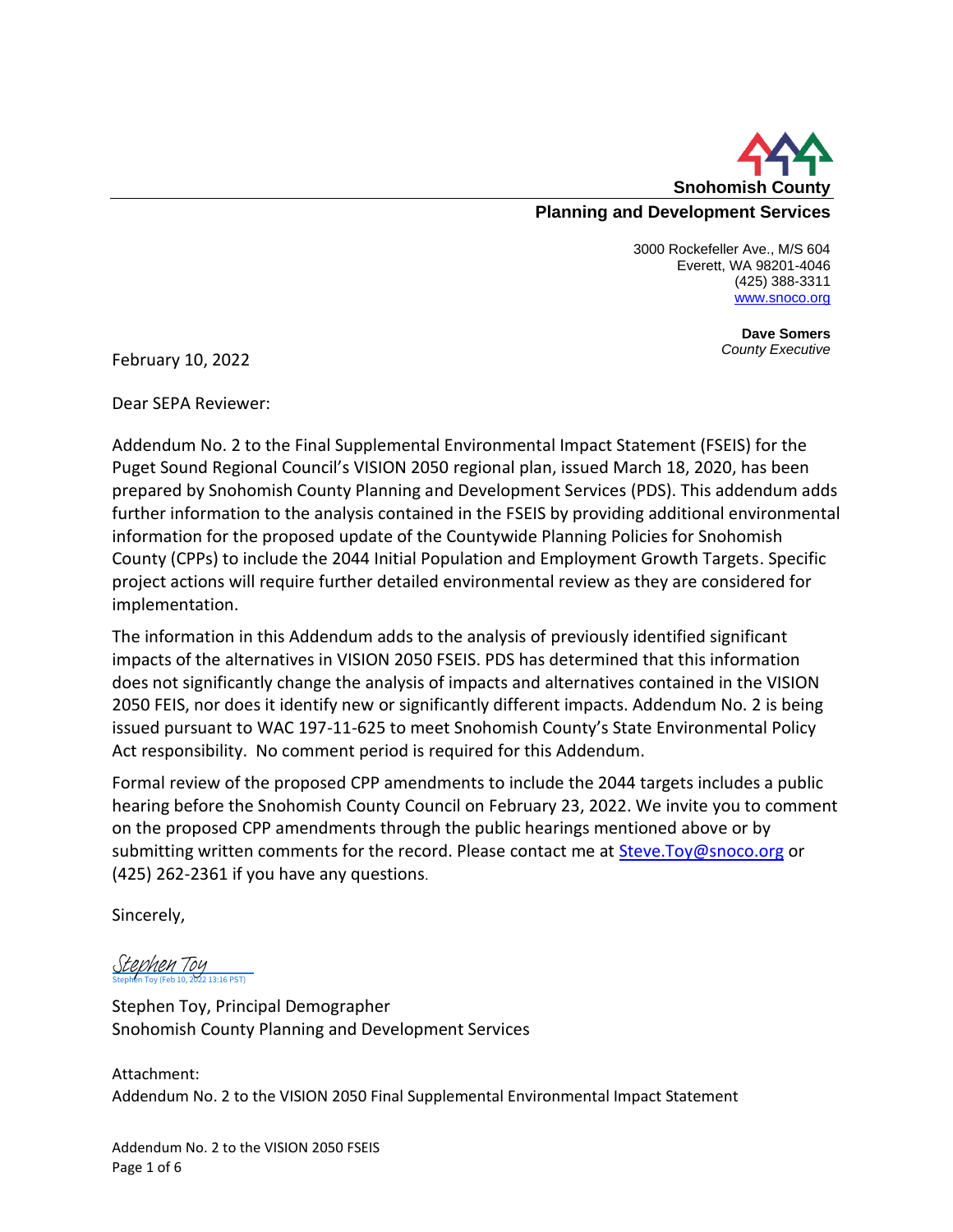**Snohomish County**

**Planning and Development Services**

3000 Rockefeller Ave., M/S 604
Everett, WA 98201-4046
(425) 388-3311
www.snoco.org

**Dave Somers**
*County Executive*

February 10, 2022

Dear SEPA Reviewer:

Addendum No. 2 to the Final Supplemental Environmental Impact Statement (FSEIS) for the Puget Sound Regional Council's VISION 2050 regional plan, issued March 18, 2020, has been prepared by Snohomish County Planning and Development Services (PDS). This addendum adds further information to the analysis contained in the FSEIS by providing additional environmental information for the proposed update of the Countywide Planning Policies for Snohomish County (CPPs) to include the 2044 Initial Population and Employment Growth Targets. Specific project actions will require further detailed environmental review as they are considered for implementation.

The information in this Addendum adds to the analysis of previously identified significant impacts of the alternatives in VISION 2050 FSEIS. PDS has determined that this information does not significantly change the analysis of impacts and alternatives contained in the VISION 2050 FEIS, nor does it identify new or significantly different impacts. Addendum No. 2 is being issued pursuant to WAC 197-11-625 to meet Snohomish County's State Environmental Policy Act responsibility. No comment period is required for this Addendum.

Formal review of the proposed CPP amendments to include the 2044 targets includes a public hearing before the Snohomish County Council on February 23, 2022. We invite you to comment on the proposed CPP amendments through the public hearings mentioned above or by submitting written comments for the record. Please contact me at Steve.Toy@snoco.org or (425) 262-2361 if you have any questions.

Sincerely,

Stephen Toy
Stephen Toy (Feb 10, 2022 13:16 PST)

Stephen Toy, Principal Demographer
Snohomish County Planning and Development Services

Attachment:
Addendum No. 2 to the VISION 2050 Final Supplemental Environmental Impact Statement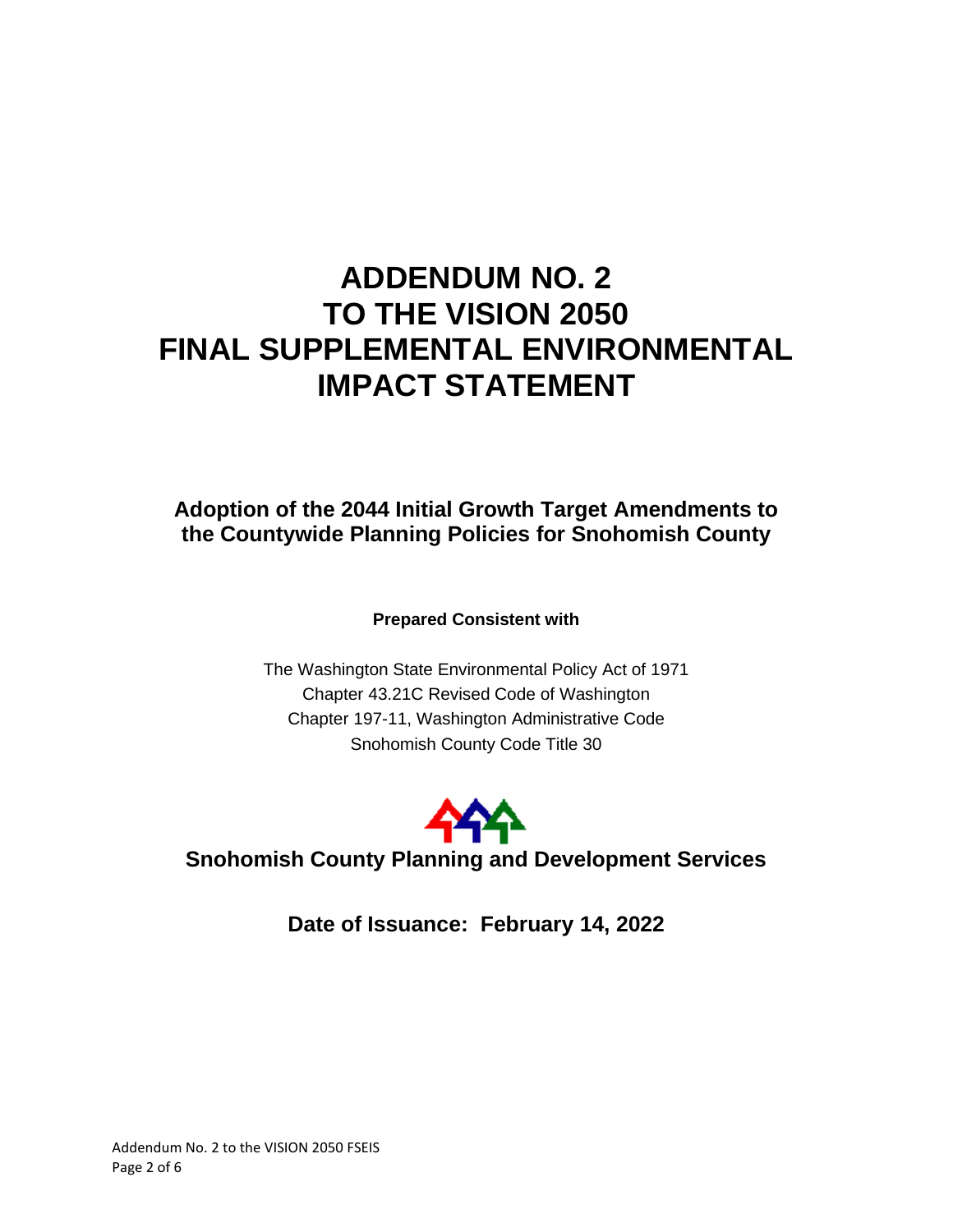# ADDENDUM NO. 2 TO THE VISION 2050 FINAL SUPPLEMENTAL ENVIRONMENTAL IMPACT STATEMENT

## Adoption of the 2044 Initial Growth Target Amendments to the Countywide Planning Policies for Snohomish County

**Prepared Consistent with**

The Washington State Environmental Policy Act of 1971
Chapter 43.21C Revised Code of Washington
Chapter 197-11, Washington Administrative Code
Snohomish County Code Title 30

**Snohomish County Planning and Development Services**

**Date of Issuance: February 14, 2022**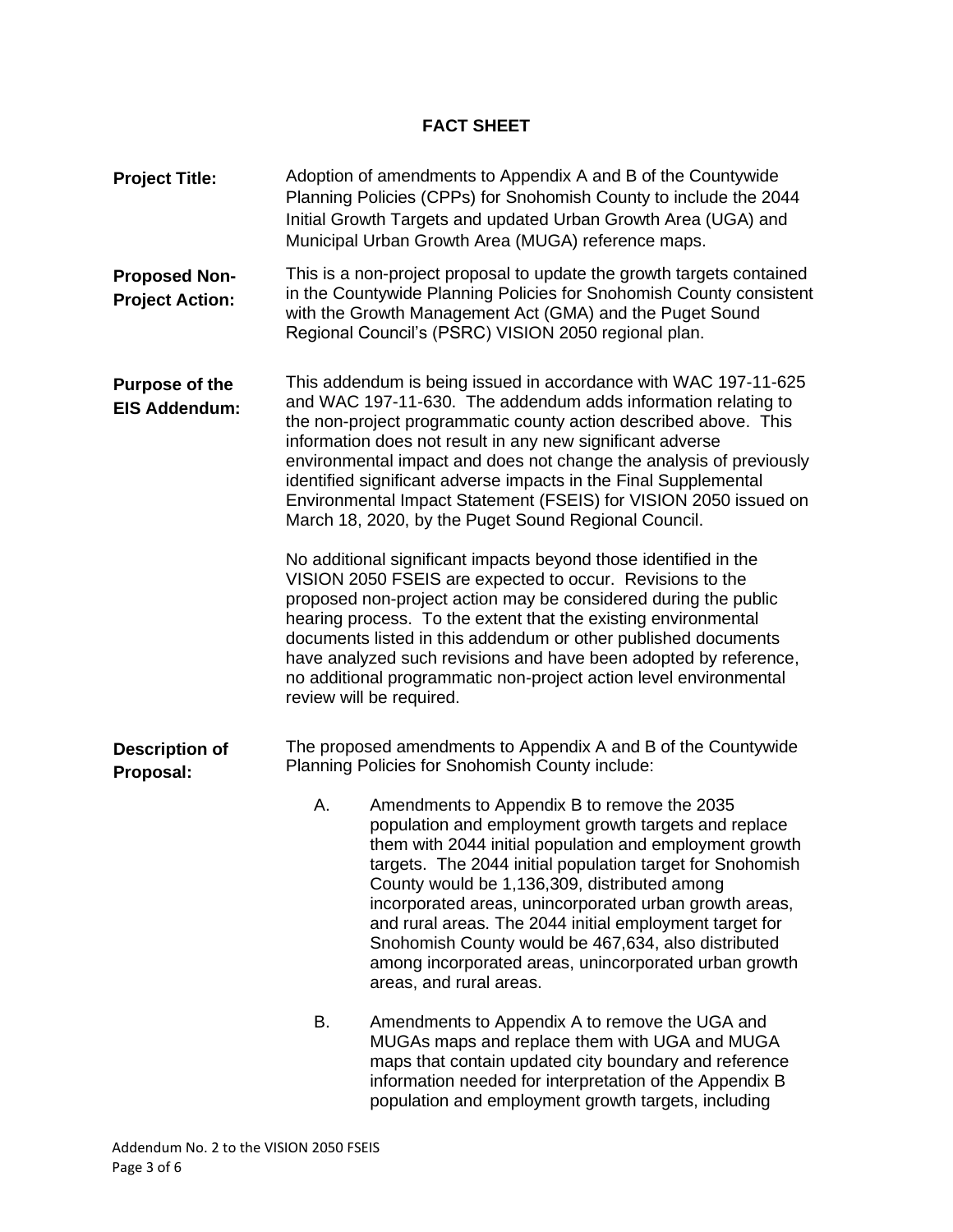## FACT SHEET

**Project Title:** Adoption of amendments to Appendix A and B of the Countywide Planning Policies (CPPs) for Snohomish County to include the 2044 Initial Growth Targets and updated Urban Growth Area (UGA) and Municipal Urban Growth Area (MUGA) reference maps.

**Proposed Non-Project Action:** This is a non-project proposal to update the growth targets contained in the Countywide Planning Policies for Snohomish County consistent with the Growth Management Act (GMA) and the Puget Sound Regional Council's (PSRC) VISION 2050 regional plan.

**Purpose of the EIS Addendum:** This addendum is being issued in accordance with WAC 197-11-625 and WAC 197-11-630. The addendum adds information relating to the non-project programmatic county action described above. This information does not result in any new significant adverse environmental impact and does not change the analysis of previously identified significant adverse impacts in the Final Supplemental Environmental Impact Statement (FSEIS) for VISION 2050 issued on March 18, 2020, by the Puget Sound Regional Council.

No additional significant impacts beyond those identified in the VISION 2050 FSEIS are expected to occur. Revisions to the proposed non-project action may be considered during the public hearing process. To the extent that the existing environmental documents listed in this addendum or other published documents have analyzed such revisions and have been adopted by reference, no additional programmatic non-project action level environmental review will be required.

**Description of Proposal:** The proposed amendments to Appendix A and B of the Countywide Planning Policies for Snohomish County include:

A. Amendments to Appendix B to remove the 2035 population and employment growth targets and replace them with 2044 initial population and employment growth targets. The 2044 initial population target for Snohomish County would be 1,136,309, distributed among incorporated areas, unincorporated urban growth areas, and rural areas. The 2044 initial employment target for Snohomish County would be 467,634, also distributed among incorporated areas, unincorporated urban growth areas, and rural areas.

B. Amendments to Appendix A to remove the UGA and MUGAs maps and replace them with UGA and MUGA maps that contain updated city boundary and reference information needed for interpretation of the Appendix B population and employment growth targets, including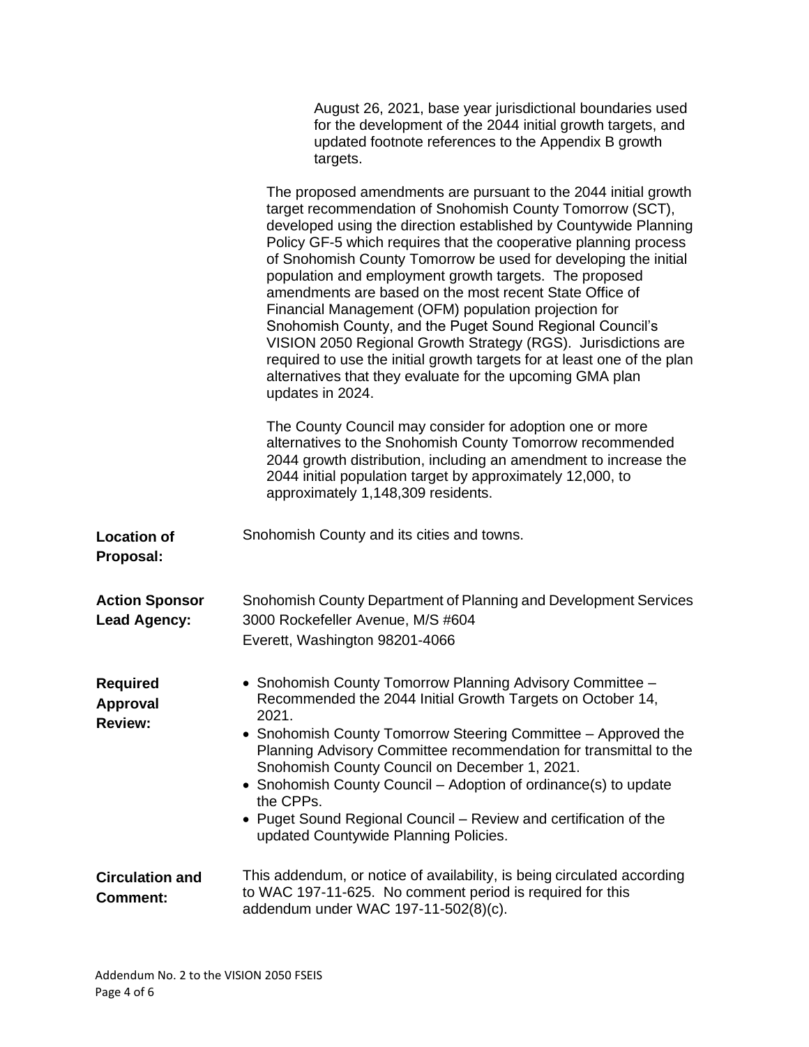August 26, 2021, base year jurisdictional boundaries used for the development of the 2044 initial growth targets, and updated footnote references to the Appendix B growth targets.

The proposed amendments are pursuant to the 2044 initial growth target recommendation of Snohomish County Tomorrow (SCT), developed using the direction established by Countywide Planning Policy GF-5 which requires that the cooperative planning process of Snohomish County Tomorrow be used for developing the initial population and employment growth targets. The proposed amendments are based on the most recent State Office of Financial Management (OFM) population projection for Snohomish County, and the Puget Sound Regional Council's VISION 2050 Regional Growth Strategy (RGS). Jurisdictions are required to use the initial growth targets for at least one of the plan alternatives that they evaluate for the upcoming GMA plan updates in 2024.

The County Council may consider for adoption one or more alternatives to the Snohomish County Tomorrow recommended 2044 growth distribution, including an amendment to increase the 2044 initial population target by approximately 12,000, to approximately 1,148,309 residents.

**Location of Proposal:** Snohomish County and its cities and towns.

**Action Sponsor Lead Agency:** Snohomish County Department of Planning and Development Services
3000 Rockefeller Avenue, M/S #604
Everett, Washington 98201-4066

**Required Approval Review:**

- Snohomish County Tomorrow Planning Advisory Committee – Recommended the 2044 Initial Growth Targets on October 14, 2021.
- Snohomish County Tomorrow Steering Committee – Approved the Planning Advisory Committee recommendation for transmittal to the Snohomish County Council on December 1, 2021.
- Snohomish County Council – Adoption of ordinance(s) to update the CPPs.
- Puget Sound Regional Council – Review and certification of the updated Countywide Planning Policies.

**Circulation and Comment:** This addendum, or notice of availability, is being circulated according to WAC 197-11-625. No comment period is required for this addendum under WAC 197-11-502(8)(c).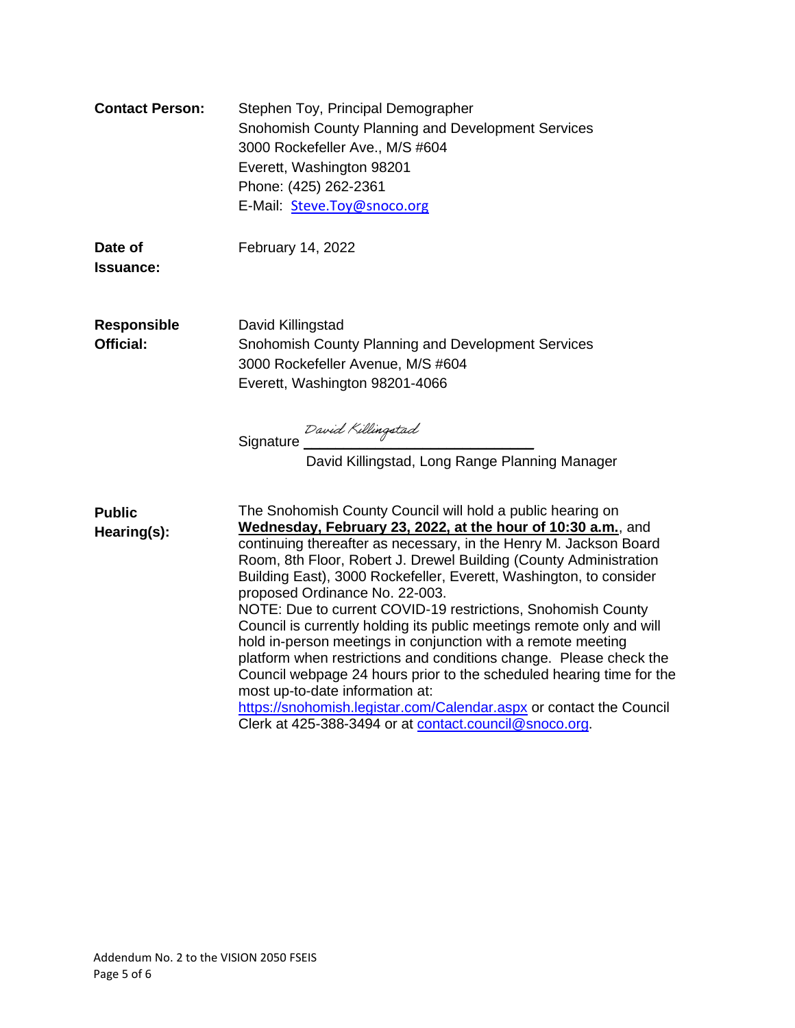**Contact Person:** Stephen Toy, Principal Demographer
Snohomish County Planning and Development Services
3000 Rockefeller Ave., M/S #604
Everett, Washington 98201
Phone: (425) 262-2361
E-Mail: [Steve.Toy@snoco.org](mailto:Steve.Toy@snoco.org)

**Date of Issuance:** February 14, 2022

**Responsible Official:** David Killingstad
Snohomish County Planning and Development Services
3000 Rockefeller Avenue, M/S #604
Everett, Washington 98201-4066

Signature *David Killingstad*
David Killingstad, Long Range Planning Manager

**Public Hearing(s):** The Snohomish County Council will hold a public hearing on **Wednesday, February 23, 2022, at the hour of 10:30 a.m.**, and continuing thereafter as necessary, in the Henry M. Jackson Board Room, 8th Floor, Robert J. Drewel Building (County Administration Building East), 3000 Rockefeller, Everett, Washington, to consider proposed Ordinance No. 22-003.
NOTE: Due to current COVID-19 restrictions, Snohomish County Council is currently holding its public meetings remote only and will hold in-person meetings in conjunction with a remote meeting platform when restrictions and conditions change. Please check the Council webpage 24 hours prior to the scheduled hearing time for the most up-to-date information at: [https://snohomish.legistar.com/Calendar.aspx](https://snohomish.legistar.com/Calendar.aspx) or contact the Council Clerk at 425-388-3494 or at [contact.council@snoco.org](mailto:contact.council@snoco.org).

Addendum No. 2 to the VISION 2050 FSEIS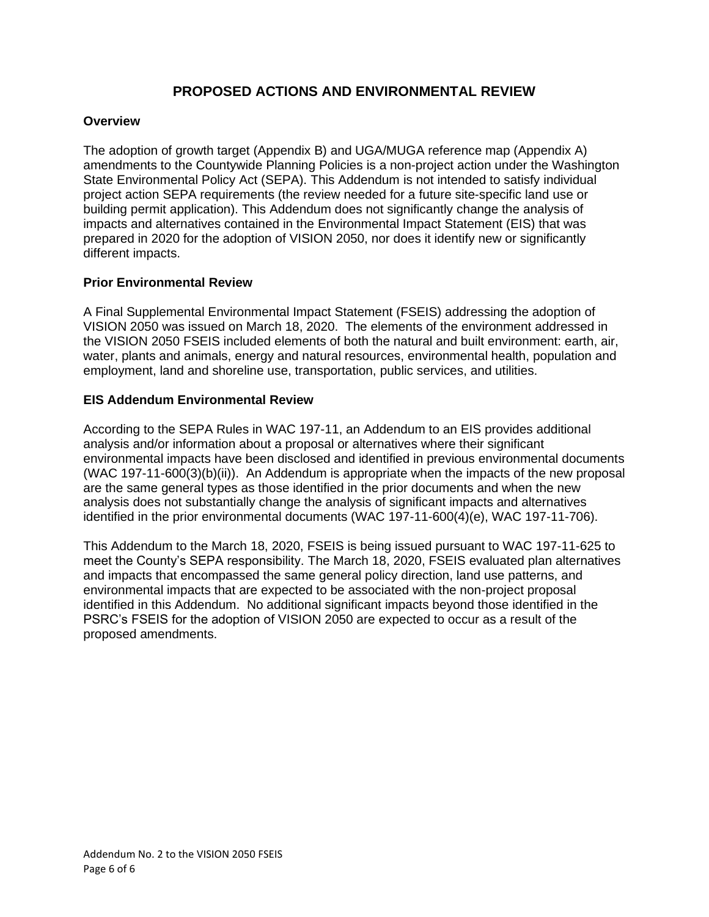# PROPOSED ACTIONS AND ENVIRONMENTAL REVIEW

## Overview

The adoption of growth target (Appendix B) and UGA/MUGA reference map (Appendix A) amendments to the Countywide Planning Policies is a non-project action under the Washington State Environmental Policy Act (SEPA). This Addendum is not intended to satisfy individual project action SEPA requirements (the review needed for a future site-specific land use or building permit application). This Addendum does not significantly change the analysis of impacts and alternatives contained in the Environmental Impact Statement (EIS) that was prepared in 2020 for the adoption of VISION 2050, nor does it identify new or significantly different impacts.

## Prior Environmental Review

A Final Supplemental Environmental Impact Statement (FSEIS) addressing the adoption of VISION 2050 was issued on March 18, 2020. The elements of the environment addressed in the VISION 2050 FSEIS included elements of both the natural and built environment: earth, air, water, plants and animals, energy and natural resources, environmental health, population and employment, land and shoreline use, transportation, public services, and utilities.

## EIS Addendum Environmental Review

According to the SEPA Rules in WAC 197-11, an Addendum to an EIS provides additional analysis and/or information about a proposal or alternatives where their significant environmental impacts have been disclosed and identified in previous environmental documents (WAC 197-11-600(3)(b)(ii)). An Addendum is appropriate when the impacts of the new proposal are the same general types as those identified in the prior documents and when the new analysis does not substantially change the analysis of significant impacts and alternatives identified in the prior environmental documents (WAC 197-11-600(4)(e), WAC 197-11-706).

This Addendum to the March 18, 2020, FSEIS is being issued pursuant to WAC 197-11-625 to meet the County's SEPA responsibility. The March 18, 2020, FSEIS evaluated plan alternatives and impacts that encompassed the same general policy direction, land use patterns, and environmental impacts that are expected to be associated with the non-project proposal identified in this Addendum. No additional significant impacts beyond those identified in the PSRC's FSEIS for the adoption of VISION 2050 are expected to occur as a result of the proposed amendments.